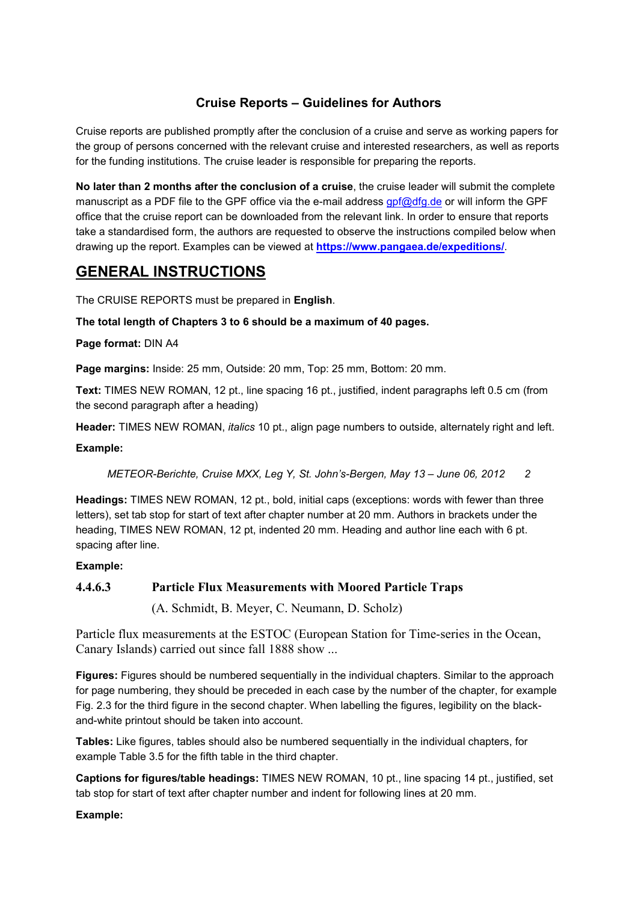# Cruise Reports – Guidelines for Authors

Cruise reports are published promptly after the conclusion of a cruise and serve as working papers for the group of persons concerned with the relevant cruise and interested researchers, as well as reports for the funding institutions. The cruise leader is responsible for preparing the reports.

**No later than 2 months after the conclusion of a cruise**, the cruise leader will submit the complete manuscript as a PDF file to the GPF office via the e-mail address gpf@dfg.de or will inform the GPF office that the cruise report can be downloaded from the relevant link. In order to ensure that reports take a standardised form, the authors are requested to observe the instructions compiled below when drawing up the report. Examples can be viewed at **https://www.pangaea.de/expeditions/**.

## GENERAL INSTRUCTIONS

The CRUISE REPORTS must be prepared in **English**.

**The total length of Chapters 3 to 6 should be a maximum of 40 pages.**

**Page format:** DIN A4

**Page margins:** Inside: 25 mm, Outside: 20 mm, Top: 25 mm, Bottom: 20 mm.

**Text:** TIMES NEW ROMAN, 12 pt., line spacing 16 pt., justified, indent paragraphs left 0.5 cm (from the second paragraph after a heading)

**Header:** TIMES NEW ROMAN, *italics* 10 pt., align page numbers to outside, alternately right and left.

**Example:**

*METEOR-Berichte, Cruise MXX, Leg Y, St. John's-Bergen, May 13 – June 06, 2012    2*

**Headings:** TIMES NEW ROMAN, 12 pt., bold, initial caps (exceptions: words with fewer than three letters), set tab stop for start of text after chapter number at 20 mm. Authors in brackets under the heading, TIMES NEW ROMAN, 12 pt, indented 20 mm. Heading and author line each with 6 pt. spacing after line.

**Example:**

**4.4.6.3 Particle Flux Measurements with Moored Particle Traps**

(A. Schmidt, B. Meyer, C. Neumann, D. Scholz)

Particle flux measurements at the ESTOC (European Station for Time-series in the Ocean, Canary Islands) carried out since fall 1888 show ...

**Figures:** Figures should be numbered sequentially in the individual chapters. Similar to the approach for page numbering, they should be preceded in each case by the number of the chapter, for example Fig. 2.3 for the third figure in the second chapter. When labelling the figures, legibility on the black-and-white printout should be taken into account.

**Tables:** Like figures, tables should also be numbered sequentially in the individual chapters, for example Table 3.5 for the fifth table in the third chapter.

**Captions for figures/table headings:** TIMES NEW ROMAN, 10 pt., line spacing 14 pt., justified, set tab stop for start of text after chapter number and indent for following lines at 20 mm.

**Example:**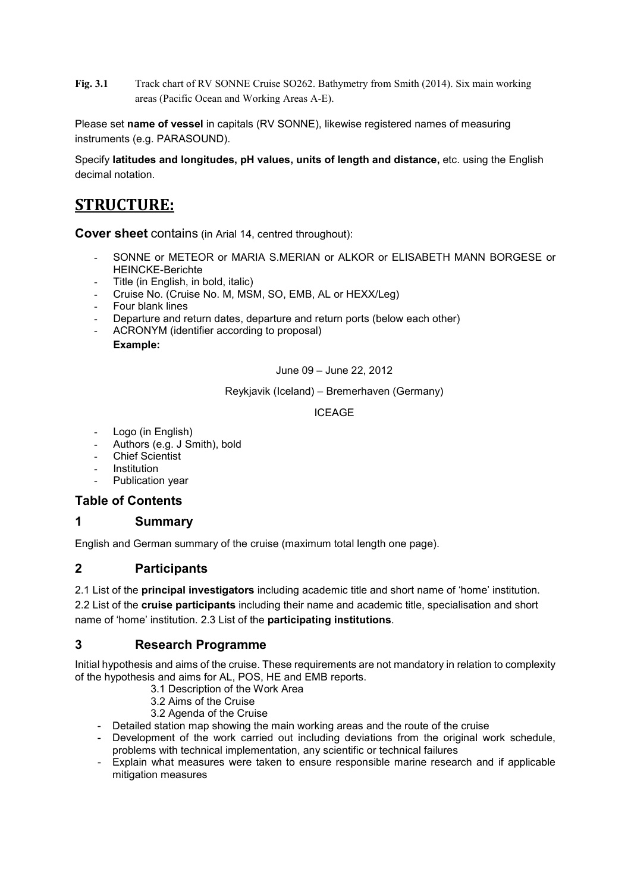**Fig. 3.1** Track chart of RV SONNE Cruise SO262. Bathymetry from Smith (2014). Six main working areas (Pacific Ocean and Working Areas A-E).

Please set **name of vessel** in capitals (RV SONNE), likewise registered names of measuring instruments (e.g. PARASOUND).

Specify **latitudes and longitudes, pH values, units of length and distance,** etc. using the English decimal notation.

# STRUCTURE:

**Cover sheet** contains (in Arial 14, centred throughout):

- SONNE or METEOR or MARIA S.MERIAN or ALKOR or ELISABETH MANN BORGESE or HEINCKE-Berichte
- Title (in English, in bold, italic)
- Cruise No. (Cruise No. M, MSM, SO, EMB, AL or HEXX/Leg)
- Four blank lines
- Departure and return dates, departure and return ports (below each other)
- ACRONYM (identifier according to proposal)

**Example:**

June 09 – June 22, 2012

Reykjavik (Iceland) – Bremerhaven (Germany)

ICEAGE

- Logo (in English)
- Authors (e.g. J Smith), bold
- Chief Scientist
- Institution
- Publication year

## Table of Contents

## 1 Summary

English and German summary of the cruise (maximum total length one page).

## 2 Participants

2.1 List of the **principal investigators** including academic title and short name of 'home' institution.
2.2 List of the **cruise participants** including their name and academic title, specialisation and short name of 'home' institution. 2.3 List of the **participating institutions**.

## 3 Research Programme

Initial hypothesis and aims of the cruise. These requirements are not mandatory in relation to complexity of the hypothesis and aims for AL, POS, HE and EMB reports.

3.1 Description of the Work Area
3.2 Aims of the Cruise
3.2 Agenda of the Cruise

- Detailed station map showing the main working areas and the route of the cruise
- Development of the work carried out including deviations from the original work schedule, problems with technical implementation, any scientific or technical failures
- Explain what measures were taken to ensure responsible marine research and if applicable mitigation measures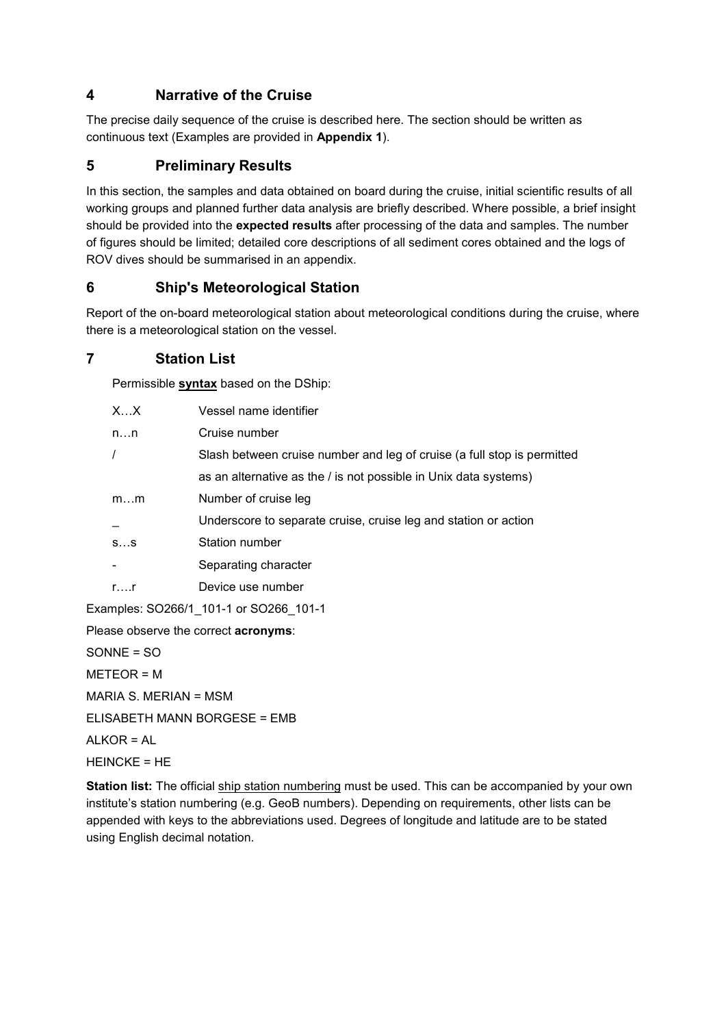## 4 Narrative of the Cruise

The precise daily sequence of the cruise is described here. The section should be written as continuous text (Examples are provided in **Appendix 1**).

## 5 Preliminary Results

In this section, the samples and data obtained on board during the cruise, initial scientific results of all working groups and planned further data analysis are briefly described. Where possible, a brief insight should be provided into the **expected results** after processing of the data and samples. The number of figures should be limited; detailed core descriptions of all sediment cores obtained and the logs of ROV dives should be summarised in an appendix.

## 6 Ship's Meteorological Station

Report of the on-board meteorological station about meteorological conditions during the cruise, where there is a meteorological station on the vessel.

## 7 Station List

Permissible **syntax** based on the DShip:

| | |
|---|---|
| X…X | Vessel name identifier |
| n…n | Cruise number |
| / | Slash between cruise number and leg of cruise (a full stop is permitted as an alternative as the / is not possible in Unix data systems) |
| m…m | Number of cruise leg |
| _ | Underscore to separate cruise, cruise leg and station or action |
| s…s | Station number |
| - | Separating character |
| r….r | Device use number |

Examples: SO266/1_101-1 or SO266_101-1

Please observe the correct **acronyms**:

SONNE = SO

METEOR = M

MARIA S. MERIAN = MSM

ELISABETH MANN BORGESE = EMB

ALKOR = AL

HEINCKE = HE

**Station list:** The official ship station numbering must be used. This can be accompanied by your own institute's station numbering (e.g. GeoB numbers). Depending on requirements, other lists can be appended with keys to the abbreviations used. Degrees of longitude and latitude are to be stated using English decimal notation.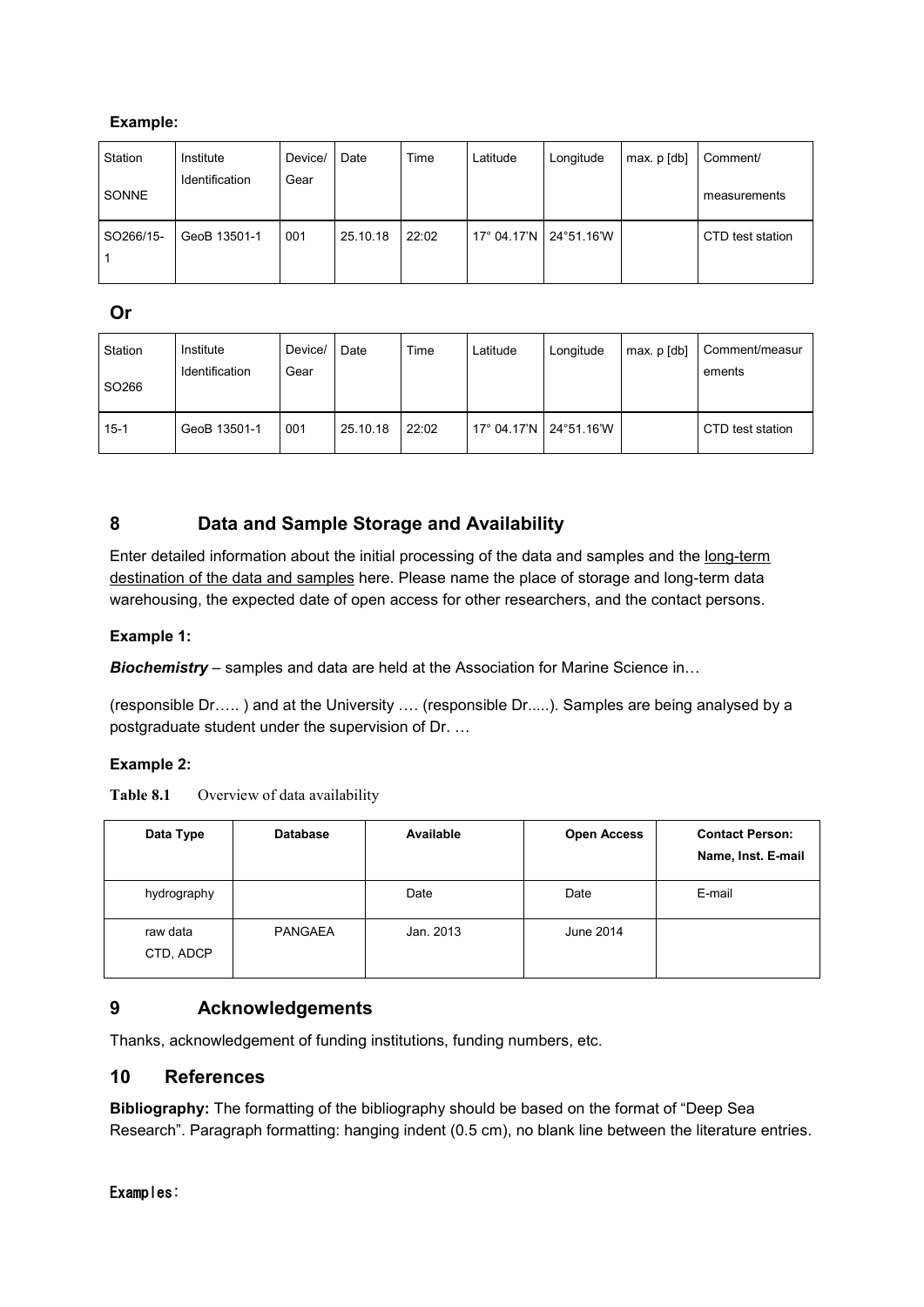**Example:**

| Station<br>SONNE | Institute Identification | Device/ Gear | Date | Time | Latitude | Longitude | max. p [db] | Comment/<br>measurements |
|---|---|---|---|---|---|---|---|---|
| SO266/15-1 | GeoB 13501-1 | 001 | 25.10.18 | 22:02 | 17° 04.17'N | 24°51.16'W | | CTD test station |

**Or**

| Station<br>SO266 | Institute Identification | Device/ Gear | Date | Time | Latitude | Longitude | max. p [db] | Comment/measurements |
|---|---|---|---|---|---|---|---|---|
| 15-1 | GeoB 13501-1 | 001 | 25.10.18 | 22:02 | 17° 04.17'N | 24°51.16'W | | CTD test station |

## 8 Data and Sample Storage and Availability

Enter detailed information about the initial processing of the data and samples and the long-term destination of the data and samples here. Please name the place of storage and long-term data warehousing, the expected date of open access for other researchers, and the contact persons.

**Example 1:**

***Biochemistry*** – samples and data are held at the Association for Marine Science in…

(responsible Dr….. ) and at the University …. (responsible Dr.....). Samples are being analysed by a postgraduate student under the supervision of Dr. …

**Example 2:**

**Table 8.1** Overview of data availability

| Data Type | Database | Available | Open Access | Contact Person: Name, Inst. E-mail |
|---|---|---|---|---|
| hydrography | | Date | Date | E-mail |
| raw data CTD, ADCP | PANGAEA | Jan. 2013 | June 2014 | |

## 9 Acknowledgements

Thanks, acknowledgement of funding institutions, funding numbers, etc.

## 10 References

**Bibliography:** The formatting of the bibliography should be based on the format of "Deep Sea Research". Paragraph formatting: hanging indent (0.5 cm), no blank line between the literature entries.

**Examples:**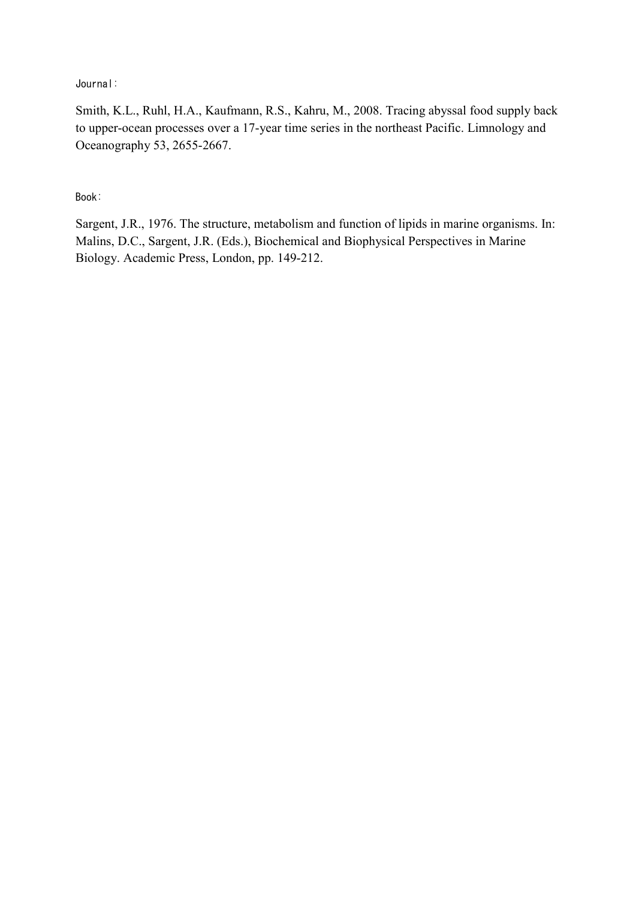Journal：

Smith, K.L., Ruhl, H.A., Kaufmann, R.S., Kahru, M., 2008. Tracing abyssal food supply back to upper-ocean processes over a 17-year time series in the northeast Pacific. Limnology and Oceanography 53, 2655-2667.

Book：

Sargent, J.R., 1976. The structure, metabolism and function of lipids in marine organisms. In: Malins, D.C., Sargent, J.R. (Eds.), Biochemical and Biophysical Perspectives in Marine Biology. Academic Press, London, pp. 149-212.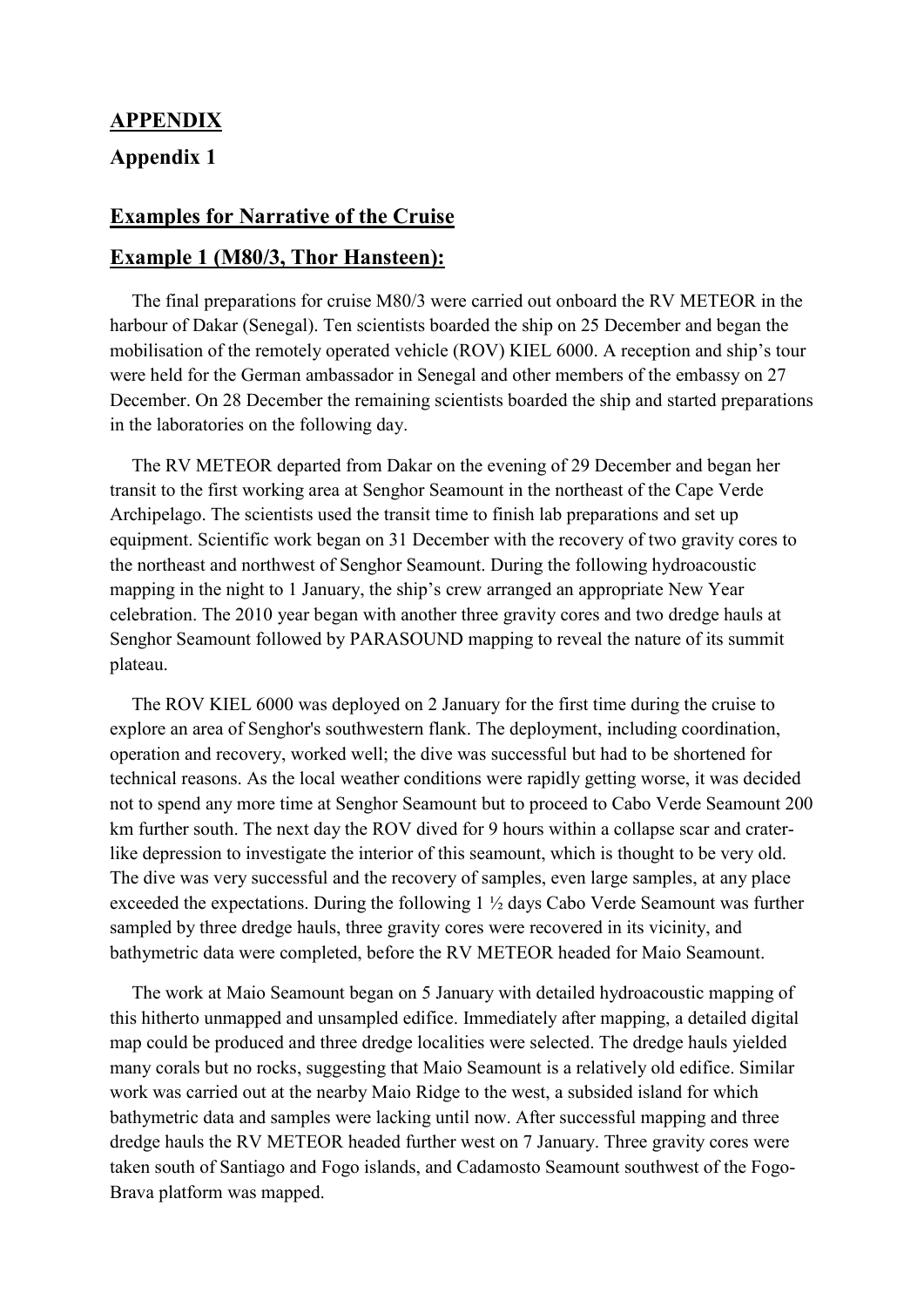## APPENDIX

### Appendix 1

## Examples for Narrative of the Cruise

## Example 1 (M80/3, Thor Hansteen):

The final preparations for cruise M80/3 were carried out onboard the RV METEOR in the harbour of Dakar (Senegal). Ten scientists boarded the ship on 25 December and began the mobilisation of the remotely operated vehicle (ROV) KIEL 6000. A reception and ship's tour were held for the German ambassador in Senegal and other members of the embassy on 27 December. On 28 December the remaining scientists boarded the ship and started preparations in the laboratories on the following day.

The RV METEOR departed from Dakar on the evening of 29 December and began her transit to the first working area at Senghor Seamount in the northeast of the Cape Verde Archipelago. The scientists used the transit time to finish lab preparations and set up equipment. Scientific work began on 31 December with the recovery of two gravity cores to the northeast and northwest of Senghor Seamount. During the following hydroacoustic mapping in the night to 1 January, the ship's crew arranged an appropriate New Year celebration. The 2010 year began with another three gravity cores and two dredge hauls at Senghor Seamount followed by PARASOUND mapping to reveal the nature of its summit plateau.

The ROV KIEL 6000 was deployed on 2 January for the first time during the cruise to explore an area of Senghor's southwestern flank. The deployment, including coordination, operation and recovery, worked well; the dive was successful but had to be shortened for technical reasons. As the local weather conditions were rapidly getting worse, it was decided not to spend any more time at Senghor Seamount but to proceed to Cabo Verde Seamount 200 km further south. The next day the ROV dived for 9 hours within a collapse scar and crater-like depression to investigate the interior of this seamount, which is thought to be very old. The dive was very successful and the recovery of samples, even large samples, at any place exceeded the expectations. During the following 1 ½ days Cabo Verde Seamount was further sampled by three dredge hauls, three gravity cores were recovered in its vicinity, and bathymetric data were completed, before the RV METEOR headed for Maio Seamount.

The work at Maio Seamount began on 5 January with detailed hydroacoustic mapping of this hitherto unmapped and unsampled edifice. Immediately after mapping, a detailed digital map could be produced and three dredge localities were selected. The dredge hauls yielded many corals but no rocks, suggesting that Maio Seamount is a relatively old edifice. Similar work was carried out at the nearby Maio Ridge to the west, a subsided island for which bathymetric data and samples were lacking until now. After successful mapping and three dredge hauls the RV METEOR headed further west on 7 January. Three gravity cores were taken south of Santiago and Fogo islands, and Cadamosto Seamount southwest of the Fogo-Brava platform was mapped.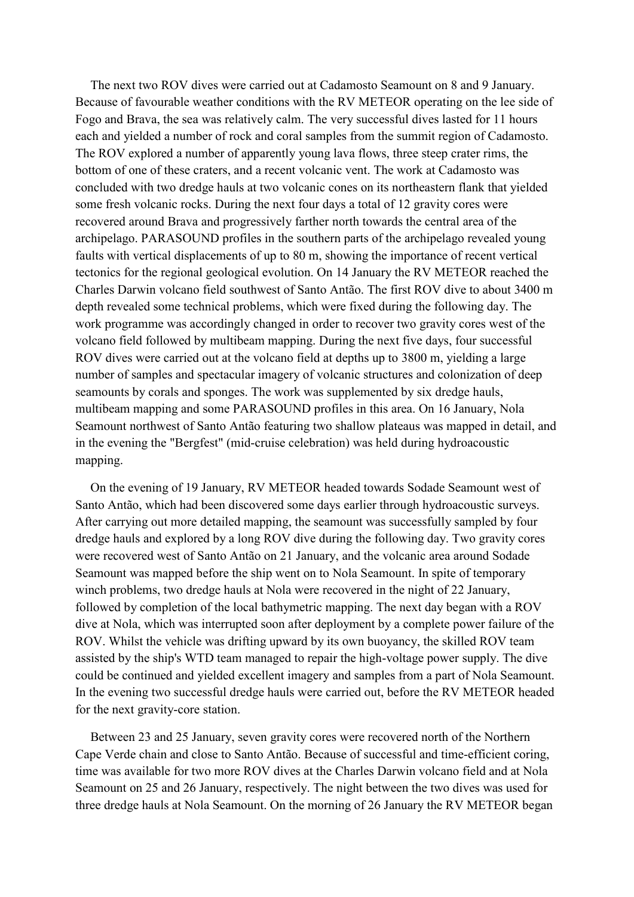The next two ROV dives were carried out at Cadamosto Seamount on 8 and 9 January. Because of favourable weather conditions with the RV METEOR operating on the lee side of Fogo and Brava, the sea was relatively calm. The very successful dives lasted for 11 hours each and yielded a number of rock and coral samples from the summit region of Cadamosto. The ROV explored a number of apparently young lava flows, three steep crater rims, the bottom of one of these craters, and a recent volcanic vent. The work at Cadamosto was concluded with two dredge hauls at two volcanic cones on its northeastern flank that yielded some fresh volcanic rocks. During the next four days a total of 12 gravity cores were recovered around Brava and progressively farther north towards the central area of the archipelago. PARASOUND profiles in the southern parts of the archipelago revealed young faults with vertical displacements of up to 80 m, showing the importance of recent vertical tectonics for the regional geological evolution. On 14 January the RV METEOR reached the Charles Darwin volcano field southwest of Santo Antão. The first ROV dive to about 3400 m depth revealed some technical problems, which were fixed during the following day. The work programme was accordingly changed in order to recover two gravity cores west of the volcano field followed by multibeam mapping. During the next five days, four successful ROV dives were carried out at the volcano field at depths up to 3800 m, yielding a large number of samples and spectacular imagery of volcanic structures and colonization of deep seamounts by corals and sponges. The work was supplemented by six dredge hauls, multibeam mapping and some PARASOUND profiles in this area. On 16 January, Nola Seamount northwest of Santo Antão featuring two shallow plateaus was mapped in detail, and in the evening the "Bergfest" (mid-cruise celebration) was held during hydroacoustic mapping.

On the evening of 19 January, RV METEOR headed towards Sodade Seamount west of Santo Antão, which had been discovered some days earlier through hydroacoustic surveys. After carrying out more detailed mapping, the seamount was successfully sampled by four dredge hauls and explored by a long ROV dive during the following day. Two gravity cores were recovered west of Santo Antão on 21 January, and the volcanic area around Sodade Seamount was mapped before the ship went on to Nola Seamount. In spite of temporary winch problems, two dredge hauls at Nola were recovered in the night of 22 January, followed by completion of the local bathymetric mapping. The next day began with a ROV dive at Nola, which was interrupted soon after deployment by a complete power failure of the ROV. Whilst the vehicle was drifting upward by its own buoyancy, the skilled ROV team assisted by the ship's WTD team managed to repair the high-voltage power supply. The dive could be continued and yielded excellent imagery and samples from a part of Nola Seamount. In the evening two successful dredge hauls were carried out, before the RV METEOR headed for the next gravity-core station.

Between 23 and 25 January, seven gravity cores were recovered north of the Northern Cape Verde chain and close to Santo Antão. Because of successful and time-efficient coring, time was available for two more ROV dives at the Charles Darwin volcano field and at Nola Seamount on 25 and 26 January, respectively. The night between the two dives was used for three dredge hauls at Nola Seamount. On the morning of 26 January the RV METEOR began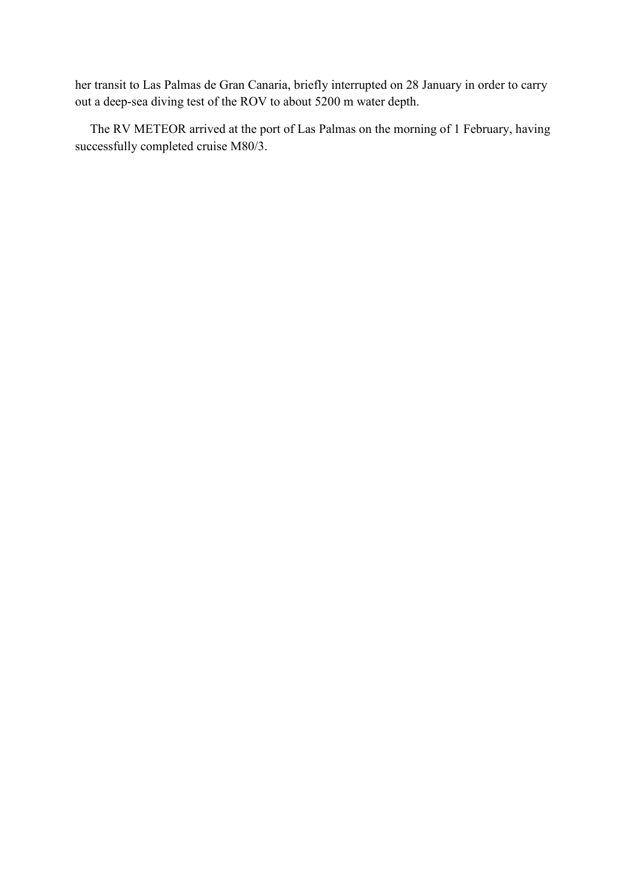her transit to Las Palmas de Gran Canaria, briefly interrupted on 28 January in order to carry out a deep-sea diving test of the ROV to about 5200 m water depth.

The RV METEOR arrived at the port of Las Palmas on the morning of 1 February, having successfully completed cruise M80/3.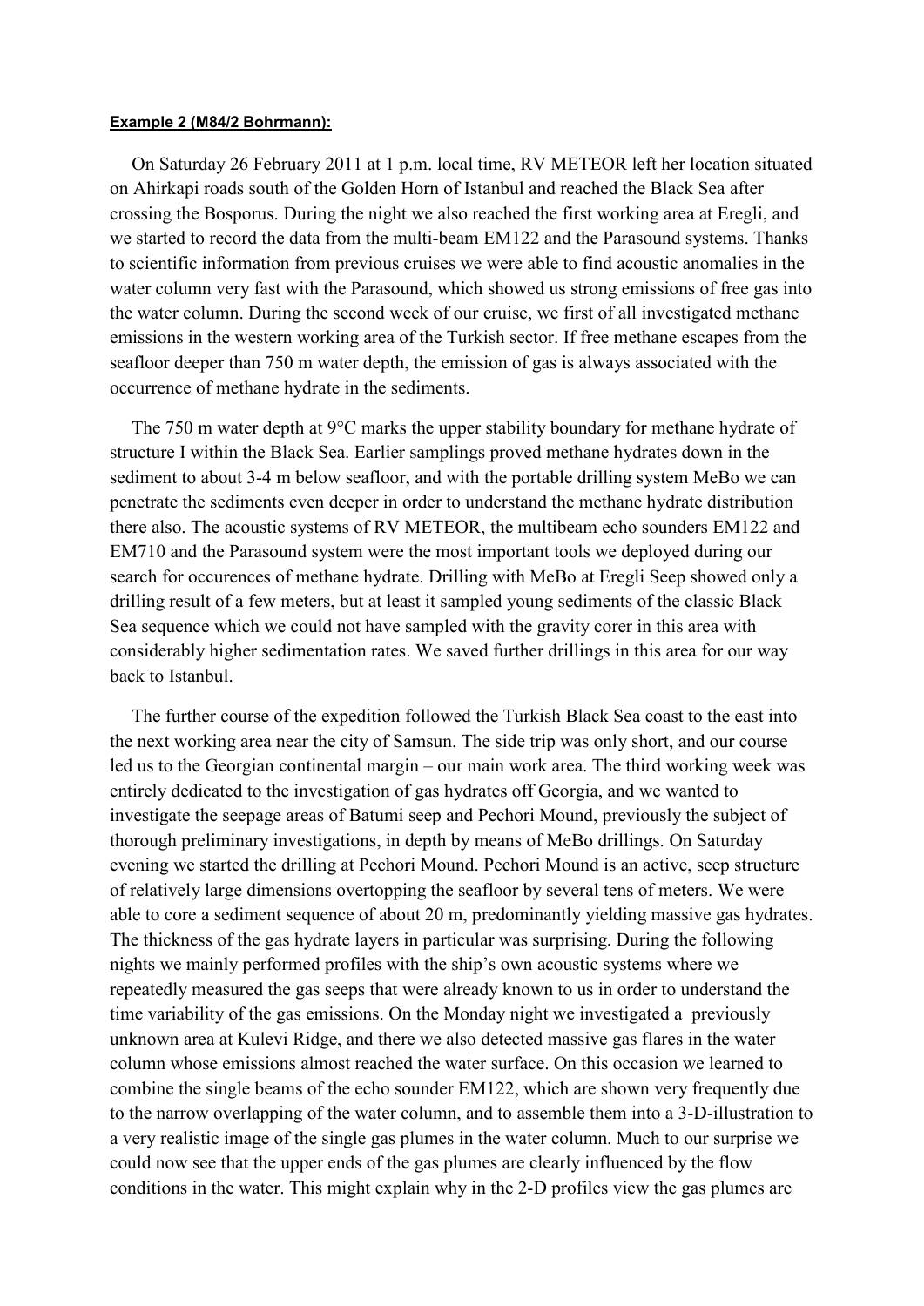**Example 2 (M84/2 Bohrmann):**

On Saturday 26 February 2011 at 1 p.m. local time, RV METEOR left her location situated on Ahirkapi roads south of the Golden Horn of Istanbul and reached the Black Sea after crossing the Bosporus. During the night we also reached the first working area at Eregli, and we started to record the data from the multi-beam EM122 and the Parasound systems. Thanks to scientific information from previous cruises we were able to find acoustic anomalies in the water column very fast with the Parasound, which showed us strong emissions of free gas into the water column. During the second week of our cruise, we first of all investigated methane emissions in the western working area of the Turkish sector. If free methane escapes from the seafloor deeper than 750 m water depth, the emission of gas is always associated with the occurrence of methane hydrate in the sediments.

The 750 m water depth at 9°C marks the upper stability boundary for methane hydrate of structure I within the Black Sea. Earlier samplings proved methane hydrates down in the sediment to about 3-4 m below seafloor, and with the portable drilling system MeBo we can penetrate the sediments even deeper in order to understand the methane hydrate distribution there also. The acoustic systems of RV METEOR, the multibeam echo sounders EM122 and EM710 and the Parasound system were the most important tools we deployed during our search for occurences of methane hydrate. Drilling with MeBo at Eregli Seep showed only a drilling result of a few meters, but at least it sampled young sediments of the classic Black Sea sequence which we could not have sampled with the gravity corer in this area with considerably higher sedimentation rates. We saved further drillings in this area for our way back to Istanbul.

The further course of the expedition followed the Turkish Black Sea coast to the east into the next working area near the city of Samsun. The side trip was only short, and our course led us to the Georgian continental margin – our main work area. The third working week was entirely dedicated to the investigation of gas hydrates off Georgia, and we wanted to investigate the seepage areas of Batumi seep and Pechori Mound, previously the subject of thorough preliminary investigations, in depth by means of MeBo drillings. On Saturday evening we started the drilling at Pechori Mound. Pechori Mound is an active, seep structure of relatively large dimensions overtopping the seafloor by several tens of meters. We were able to core a sediment sequence of about 20 m, predominantly yielding massive gas hydrates. The thickness of the gas hydrate layers in particular was surprising. During the following nights we mainly performed profiles with the ship's own acoustic systems where we repeatedly measured the gas seeps that were already known to us in order to understand the time variability of the gas emissions. On the Monday night we investigated a previously unknown area at Kulevi Ridge, and there we also detected massive gas flares in the water column whose emissions almost reached the water surface. On this occasion we learned to combine the single beams of the echo sounder EM122, which are shown very frequently due to the narrow overlapping of the water column, and to assemble them into a 3-D-illustration to a very realistic image of the single gas plumes in the water column. Much to our surprise we could now see that the upper ends of the gas plumes are clearly influenced by the flow conditions in the water. This might explain why in the 2-D profiles view the gas plumes are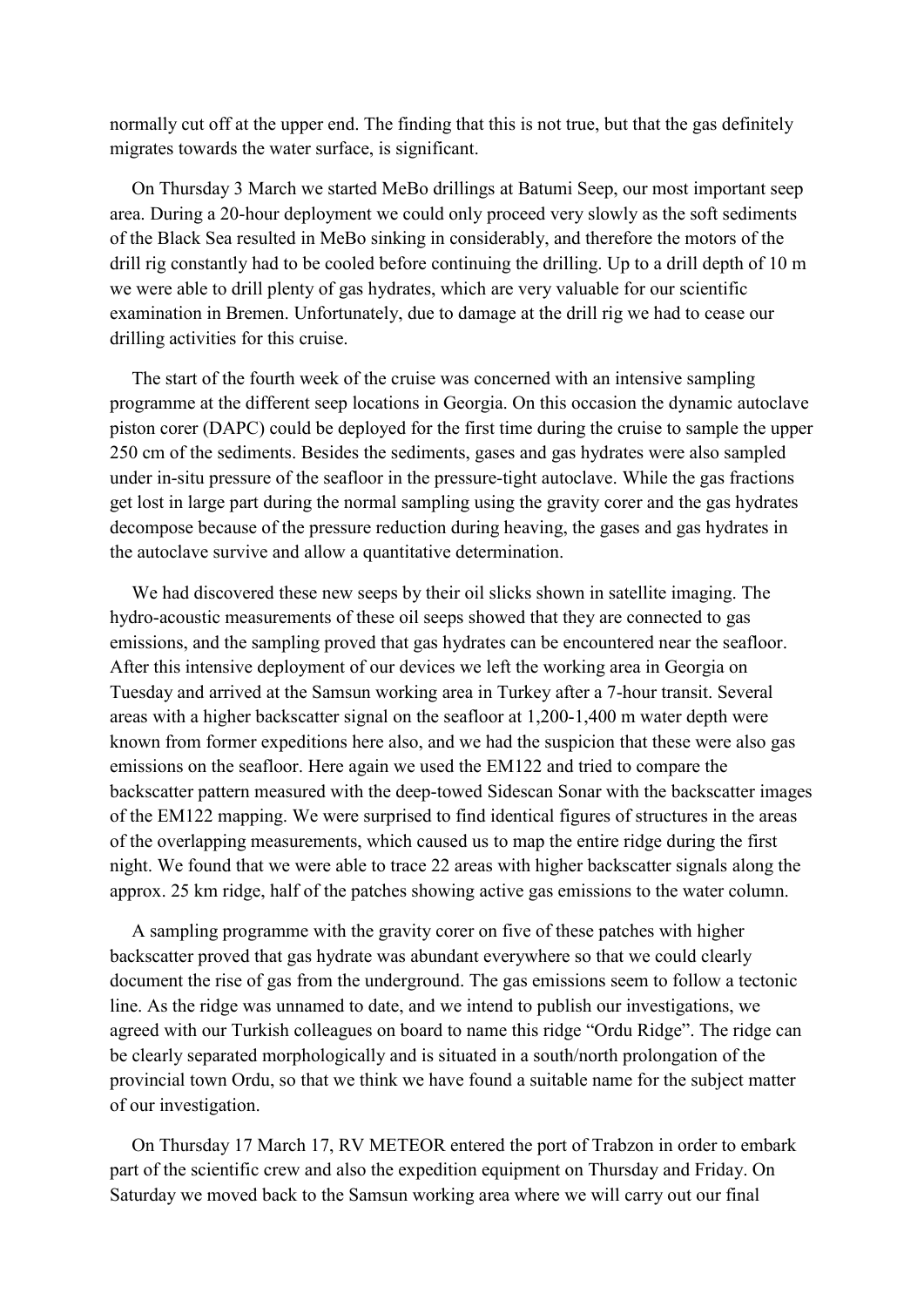normally cut off at the upper end. The finding that this is not true, but that the gas definitely migrates towards the water surface, is significant.

On Thursday 3 March we started MeBo drillings at Batumi Seep, our most important seep area. During a 20-hour deployment we could only proceed very slowly as the soft sediments of the Black Sea resulted in MeBo sinking in considerably, and therefore the motors of the drill rig constantly had to be cooled before continuing the drilling. Up to a drill depth of 10 m we were able to drill plenty of gas hydrates, which are very valuable for our scientific examination in Bremen. Unfortunately, due to damage at the drill rig we had to cease our drilling activities for this cruise.

The start of the fourth week of the cruise was concerned with an intensive sampling programme at the different seep locations in Georgia. On this occasion the dynamic autoclave piston corer (DAPC) could be deployed for the first time during the cruise to sample the upper 250 cm of the sediments. Besides the sediments, gases and gas hydrates were also sampled under in-situ pressure of the seafloor in the pressure-tight autoclave. While the gas fractions get lost in large part during the normal sampling using the gravity corer and the gas hydrates decompose because of the pressure reduction during heaving, the gases and gas hydrates in the autoclave survive and allow a quantitative determination.

We had discovered these new seeps by their oil slicks shown in satellite imaging. The hydro-acoustic measurements of these oil seeps showed that they are connected to gas emissions, and the sampling proved that gas hydrates can be encountered near the seafloor. After this intensive deployment of our devices we left the working area in Georgia on Tuesday and arrived at the Samsun working area in Turkey after a 7-hour transit. Several areas with a higher backscatter signal on the seafloor at 1,200-1,400 m water depth were known from former expeditions here also, and we had the suspicion that these were also gas emissions on the seafloor. Here again we used the EM122 and tried to compare the backscatter pattern measured with the deep-towed Sidescan Sonar with the backscatter images of the EM122 mapping. We were surprised to find identical figures of structures in the areas of the overlapping measurements, which caused us to map the entire ridge during the first night. We found that we were able to trace 22 areas with higher backscatter signals along the approx. 25 km ridge, half of the patches showing active gas emissions to the water column.

A sampling programme with the gravity corer on five of these patches with higher backscatter proved that gas hydrate was abundant everywhere so that we could clearly document the rise of gas from the underground. The gas emissions seem to follow a tectonic line. As the ridge was unnamed to date, and we intend to publish our investigations, we agreed with our Turkish colleagues on board to name this ridge "Ordu Ridge". The ridge can be clearly separated morphologically and is situated in a south/north prolongation of the provincial town Ordu, so that we think we have found a suitable name for the subject matter of our investigation.

On Thursday 17 March 17, RV METEOR entered the port of Trabzon in order to embark part of the scientific crew and also the expedition equipment on Thursday and Friday. On Saturday we moved back to the Samsun working area where we will carry out our final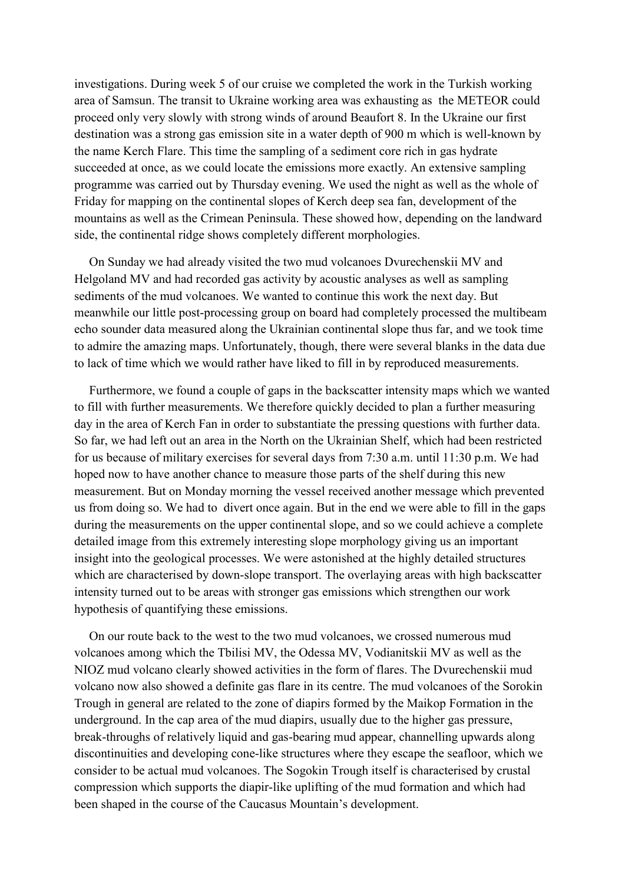investigations. During week 5 of our cruise we completed the work in the Turkish working area of Samsun. The transit to Ukraine working area was exhausting as the METEOR could proceed only very slowly with strong winds of around Beaufort 8. In the Ukraine our first destination was a strong gas emission site in a water depth of 900 m which is well-known by the name Kerch Flare. This time the sampling of a sediment core rich in gas hydrate succeeded at once, as we could locate the emissions more exactly. An extensive sampling programme was carried out by Thursday evening. We used the night as well as the whole of Friday for mapping on the continental slopes of Kerch deep sea fan, development of the mountains as well as the Crimean Peninsula. These showed how, depending on the landward side, the continental ridge shows completely different morphologies.

On Sunday we had already visited the two mud volcanoes Dvurechenskii MV and Helgoland MV and had recorded gas activity by acoustic analyses as well as sampling sediments of the mud volcanoes. We wanted to continue this work the next day. But meanwhile our little post-processing group on board had completely processed the multibeam echo sounder data measured along the Ukrainian continental slope thus far, and we took time to admire the amazing maps. Unfortunately, though, there were several blanks in the data due to lack of time which we would rather have liked to fill in by reproduced measurements.

Furthermore, we found a couple of gaps in the backscatter intensity maps which we wanted to fill with further measurements. We therefore quickly decided to plan a further measuring day in the area of Kerch Fan in order to substantiate the pressing questions with further data. So far, we had left out an area in the North on the Ukrainian Shelf, which had been restricted for us because of military exercises for several days from 7:30 a.m. until 11:30 p.m. We had hoped now to have another chance to measure those parts of the shelf during this new measurement. But on Monday morning the vessel received another message which prevented us from doing so. We had to divert once again. But in the end we were able to fill in the gaps during the measurements on the upper continental slope, and so we could achieve a complete detailed image from this extremely interesting slope morphology giving us an important insight into the geological processes. We were astonished at the highly detailed structures which are characterised by down-slope transport. The overlaying areas with high backscatter intensity turned out to be areas with stronger gas emissions which strengthen our work hypothesis of quantifying these emissions.

On our route back to the west to the two mud volcanoes, we crossed numerous mud volcanoes among which the Tbilisi MV, the Odessa MV, Vodianitskii MV as well as the NIOZ mud volcano clearly showed activities in the form of flares. The Dvurechenskii mud volcano now also showed a definite gas flare in its centre. The mud volcanoes of the Sorokin Trough in general are related to the zone of diapirs formed by the Maikop Formation in the underground. In the cap area of the mud diapirs, usually due to the higher gas pressure, break-throughs of relatively liquid and gas-bearing mud appear, channelling upwards along discontinuities and developing cone-like structures where they escape the seafloor, which we consider to be actual mud volcanoes. The Sogokin Trough itself is characterised by crustal compression which supports the diapir-like uplifting of the mud formation and which had been shaped in the course of the Caucasus Mountain's development.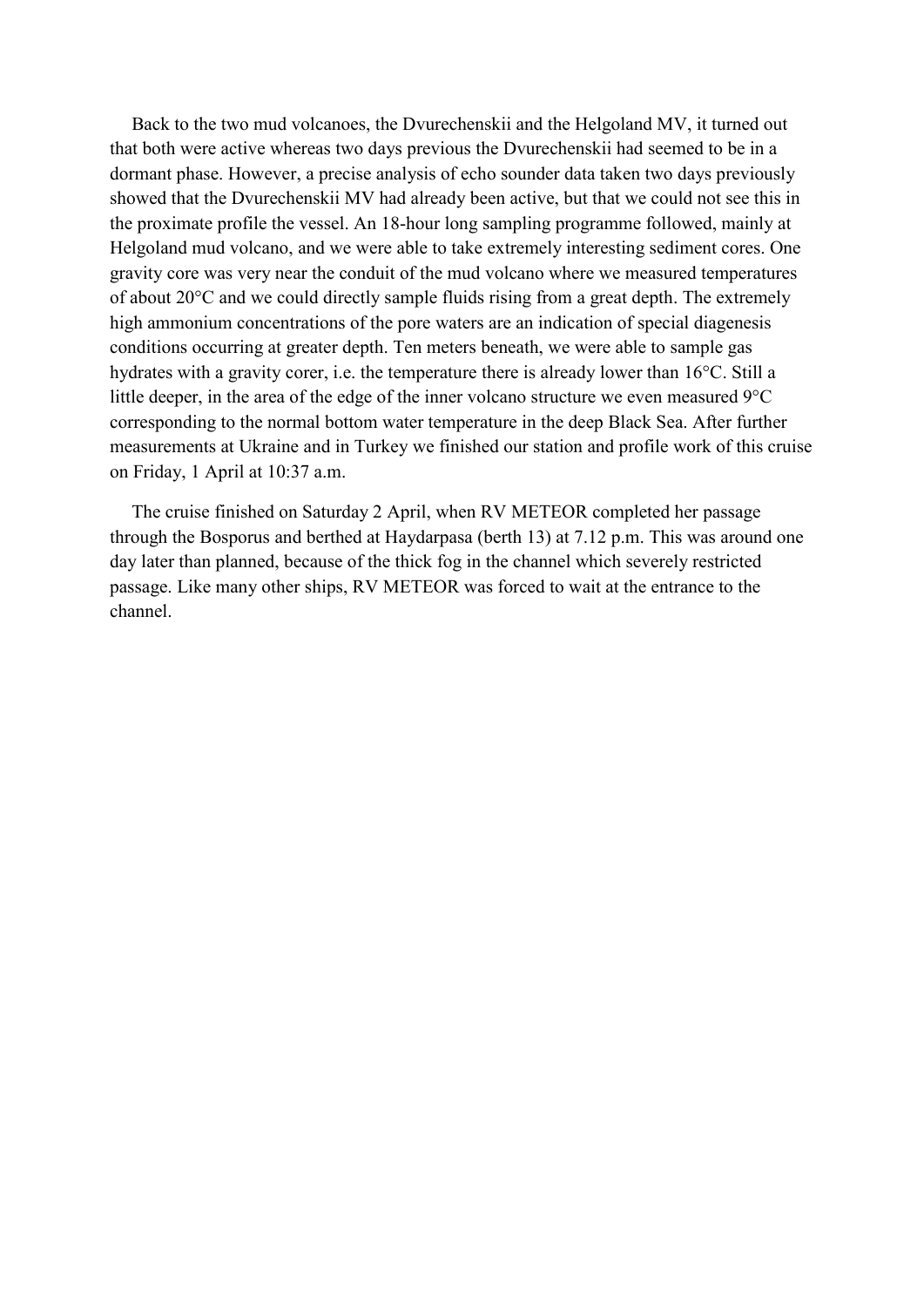Back to the two mud volcanoes, the Dvurechenskii and the Helgoland MV, it turned out that both were active whereas two days previous the Dvurechenskii had seemed to be in a dormant phase. However, a precise analysis of echo sounder data taken two days previously showed that the Dvurechenskii MV had already been active, but that we could not see this in the proximate profile the vessel. An 18-hour long sampling programme followed, mainly at Helgoland mud volcano, and we were able to take extremely interesting sediment cores. One gravity core was very near the conduit of the mud volcano where we measured temperatures of about 20°C and we could directly sample fluids rising from a great depth. The extremely high ammonium concentrations of the pore waters are an indication of special diagenesis conditions occurring at greater depth. Ten meters beneath, we were able to sample gas hydrates with a gravity corer, i.e. the temperature there is already lower than 16°C. Still a little deeper, in the area of the edge of the inner volcano structure we even measured 9°C corresponding to the normal bottom water temperature in the deep Black Sea. After further measurements at Ukraine and in Turkey we finished our station and profile work of this cruise on Friday, 1 April at 10:37 a.m.

The cruise finished on Saturday 2 April, when RV METEOR completed her passage through the Bosporus and berthed at Haydarpasa (berth 13) at 7.12 p.m. This was around one day later than planned, because of the thick fog in the channel which severely restricted passage. Like many other ships, RV METEOR was forced to wait at the entrance to the channel.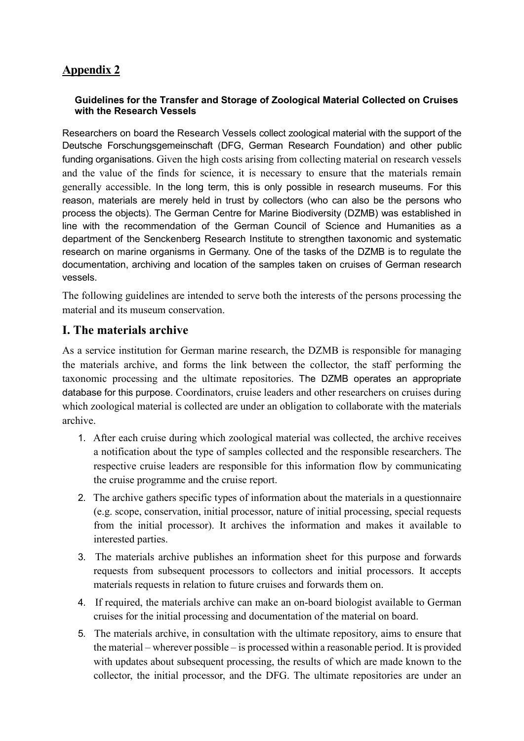## Appendix 2

**Guidelines for the Transfer and Storage of Zoological Material Collected on Cruises with the Research Vessels**

Researchers on board the Research Vessels collect zoological material with the support of the Deutsche Forschungsgemeinschaft (DFG, German Research Foundation) and other public funding organisations. Given the high costs arising from collecting material on research vessels and the value of the finds for science, it is necessary to ensure that the materials remain generally accessible. In the long term, this is only possible in research museums. For this reason, materials are merely held in trust by collectors (who can also be the persons who process the objects). The German Centre for Marine Biodiversity (DZMB) was established in line with the recommendation of the German Council of Science and Humanities as a department of the Senckenberg Research Institute to strengthen taxonomic and systematic research on marine organisms in Germany. One of the tasks of the DZMB is to regulate the documentation, archiving and location of the samples taken on cruises of German research vessels.

The following guidelines are intended to serve both the interests of the persons processing the material and its museum conservation.

## I. The materials archive

As a service institution for German marine research, the DZMB is responsible for managing the materials archive, and forms the link between the collector, the staff performing the taxonomic processing and the ultimate repositories. The DZMB operates an appropriate database for this purpose. Coordinators, cruise leaders and other researchers on cruises during which zoological material is collected are under an obligation to collaborate with the materials archive.

1. After each cruise during which zoological material was collected, the archive receives a notification about the type of samples collected and the responsible researchers. The respective cruise leaders are responsible for this information flow by communicating the cruise programme and the cruise report.
2. The archive gathers specific types of information about the materials in a questionnaire (e.g. scope, conservation, initial processor, nature of initial processing, special requests from the initial processor). It archives the information and makes it available to interested parties.
3. The materials archive publishes an information sheet for this purpose and forwards requests from subsequent processors to collectors and initial processors. It accepts materials requests in relation to future cruises and forwards them on.
4. If required, the materials archive can make an on-board biologist available to German cruises for the initial processing and documentation of the material on board.
5. The materials archive, in consultation with the ultimate repository, aims to ensure that the material – wherever possible – is processed within a reasonable period. It is provided with updates about subsequent processing, the results of which are made known to the collector, the initial processor, and the DFG. The ultimate repositories are under an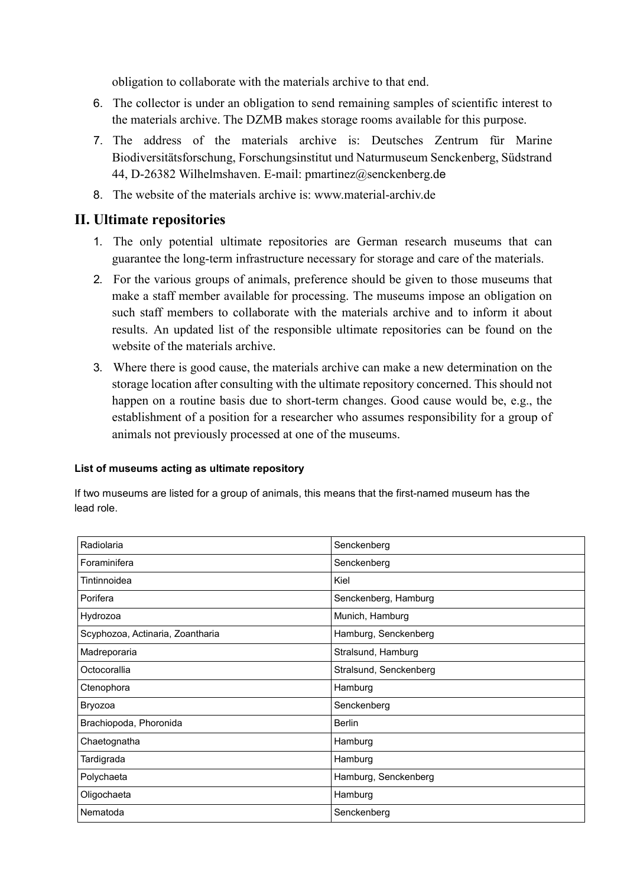obligation to collaborate with the materials archive to that end.

6. The collector is under an obligation to send remaining samples of scientific interest to the materials archive. The DZMB makes storage rooms available for this purpose.
7. The address of the materials archive is: Deutsches Zentrum für Marine Biodiversitätsforschung, Forschungsinstitut und Naturmuseum Senckenberg, Südstrand 44, D-26382 Wilhelmshaven. E-mail: pmartinez@senckenberg.de
8. The website of the materials archive is: www.material-archiv.de

## II. Ultimate repositories

1. The only potential ultimate repositories are German research museums that can guarantee the long-term infrastructure necessary for storage and care of the materials.
2. For the various groups of animals, preference should be given to those museums that make a staff member available for processing. The museums impose an obligation on such staff members to collaborate with the materials archive and to inform it about results. An updated list of the responsible ultimate repositories can be found on the website of the materials archive.
3. Where there is good cause, the materials archive can make a new determination on the storage location after consulting with the ultimate repository concerned. This should not happen on a routine basis due to short-term changes. Good cause would be, e.g., the establishment of a position for a researcher who assumes responsibility for a group of animals not previously processed at one of the museums.

**List of museums acting as ultimate repository**

If two museums are listed for a group of animals, this means that the first-named museum has the lead role.

| | |
|---|---|
| Radiolaria | Senckenberg |
| Foraminifera | Senckenberg |
| Tintinnoidea | Kiel |
| Porifera | Senckenberg, Hamburg |
| Hydrozoa | Munich, Hamburg |
| Scyphozoa, Actinaria, Zoantharia | Hamburg, Senckenberg |
| Madreporaria | Stralsund, Hamburg |
| Octocorallia | Stralsund, Senckenberg |
| Ctenophora | Hamburg |
| Bryozoa | Senckenberg |
| Brachiopoda, Phoronida | Berlin |
| Chaetognatha | Hamburg |
| Tardigrada | Hamburg |
| Polychaeta | Hamburg, Senckenberg |
| Oligochaeta | Hamburg |
| Nematoda | Senckenberg |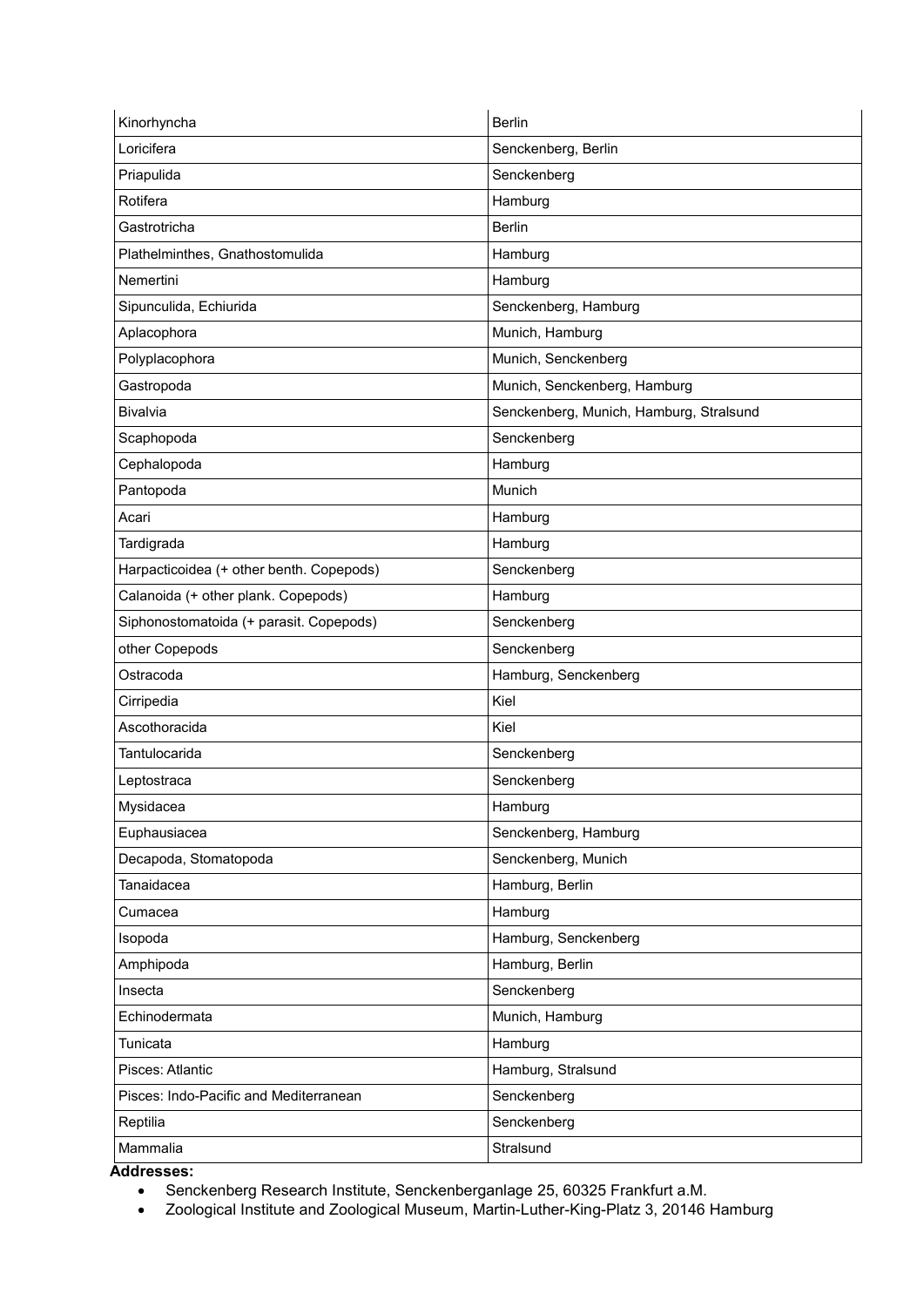| Kinorhyncha | Berlin |
|---|---|
| Loricifera | Senckenberg, Berlin |
| Priapulida | Senckenberg |
| Rotifera | Hamburg |
| Gastrotricha | Berlin |
| Plathelminthes, Gnathostomulida | Hamburg |
| Nemertini | Hamburg |
| Sipunculida, Echiurida | Senckenberg, Hamburg |
| Aplacophora | Munich, Hamburg |
| Polyplacophora | Munich, Senckenberg |
| Gastropoda | Munich, Senckenberg, Hamburg |
| Bivalvia | Senckenberg, Munich, Hamburg, Stralsund |
| Scaphopoda | Senckenberg |
| Cephalopoda | Hamburg |
| Pantopoda | Munich |
| Acari | Hamburg |
| Tardigrada | Hamburg |
| Harpacticoidea (+ other benth. Copepods) | Senckenberg |
| Calanoida (+ other plank. Copepods) | Hamburg |
| Siphonostomatoida (+ parasit. Copepods) | Senckenberg |
| other Copepods | Senckenberg |
| Ostracoda | Hamburg, Senckenberg |
| Cirripedia | Kiel |
| Ascothoracida | Kiel |
| Tantulocarida | Senckenberg |
| Leptostraca | Senckenberg |
| Mysidacea | Hamburg |
| Euphausiacea | Senckenberg, Hamburg |
| Decapoda, Stomatopoda | Senckenberg, Munich |
| Tanaidacea | Hamburg, Berlin |
| Cumacea | Hamburg |
| Isopoda | Hamburg, Senckenberg |
| Amphipoda | Hamburg, Berlin |
| Insecta | Senckenberg |
| Echinodermata | Munich, Hamburg |
| Tunicata | Hamburg |
| Pisces: Atlantic | Hamburg, Stralsund |
| Pisces: Indo-Pacific and Mediterranean | Senckenberg |
| Reptilia | Senckenberg |
| Mammalia | Stralsund |

**Addresses:**

- Senckenberg Research Institute, Senckenberganlage 25, 60325 Frankfurt a.M.
- Zoological Institute and Zoological Museum, Martin-Luther-King-Platz 3, 20146 Hamburg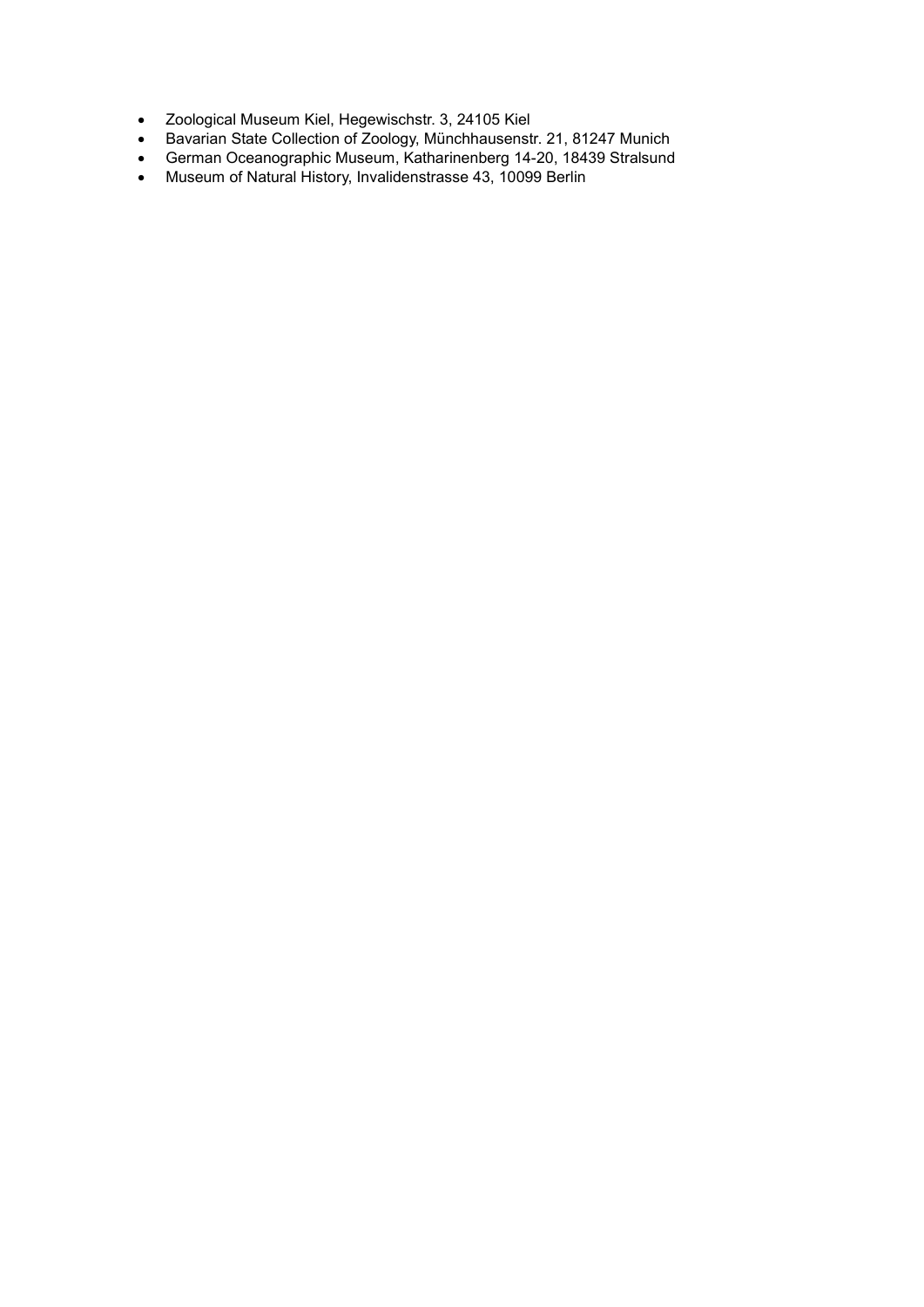- Zoological Museum Kiel, Hegewischstr. 3, 24105 Kiel
- Bavarian State Collection of Zoology, Münchhausenstr. 21, 81247 Munich
- German Oceanographic Museum, Katharinenberg 14-20, 18439 Stralsund
- Museum of Natural History, Invalidenstrasse 43, 10099 Berlin